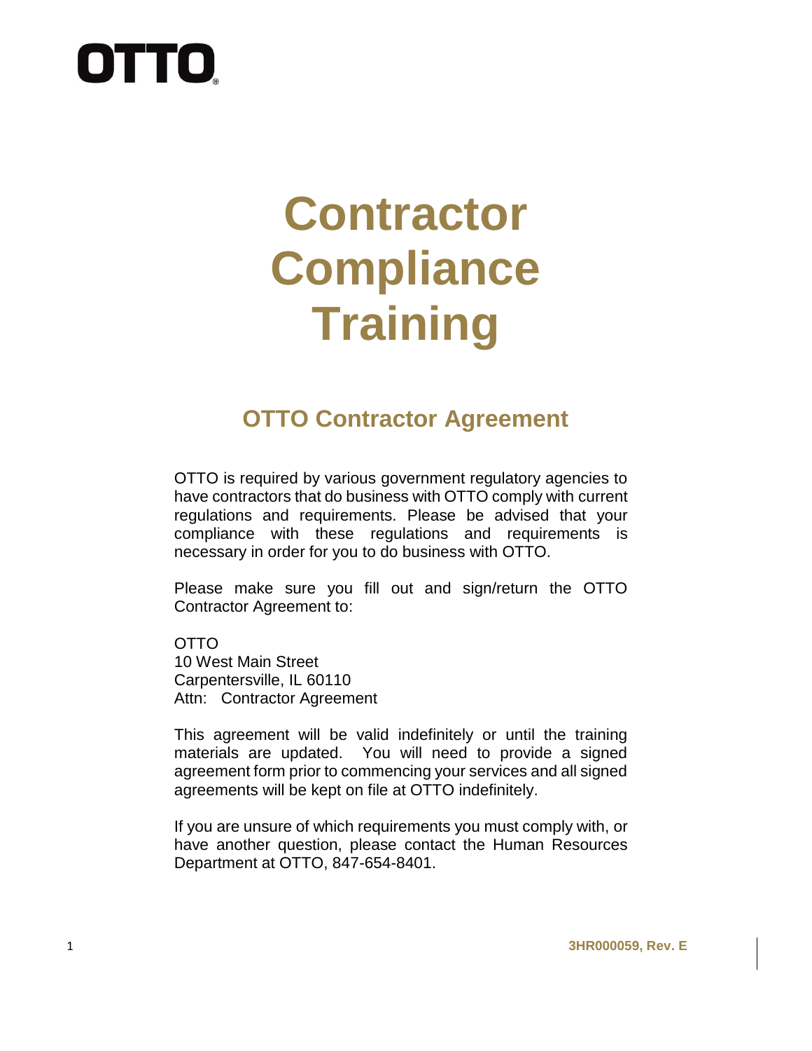OTTO

# Contractor Compliance Training

## OTTO Contractor Agreement

OTTO is required by various government regulatory agencies to have contractors that do business with OTTO comply with current regulations and requirements. Please be advised that your compliance with these regulations and requirements is necessary in order for you to do business with OTTO.

Please make sure you fill out and sign/return the OTTO Contractor Agreement to:

OTTO
10 West Main Street
Carpentersville, IL 60110
Attn: Contractor Agreement

This agreement will be valid indefinitely or until the training materials are updated. You will need to provide a signed agreement form prior to commencing your services and all signed agreements will be kept on file at OTTO indefinitely.

If you are unsure of which requirements you must comply with, or have another question, please contact the Human Resources Department at OTTO, 847-654-8401.

**3HR000059, Rev. E**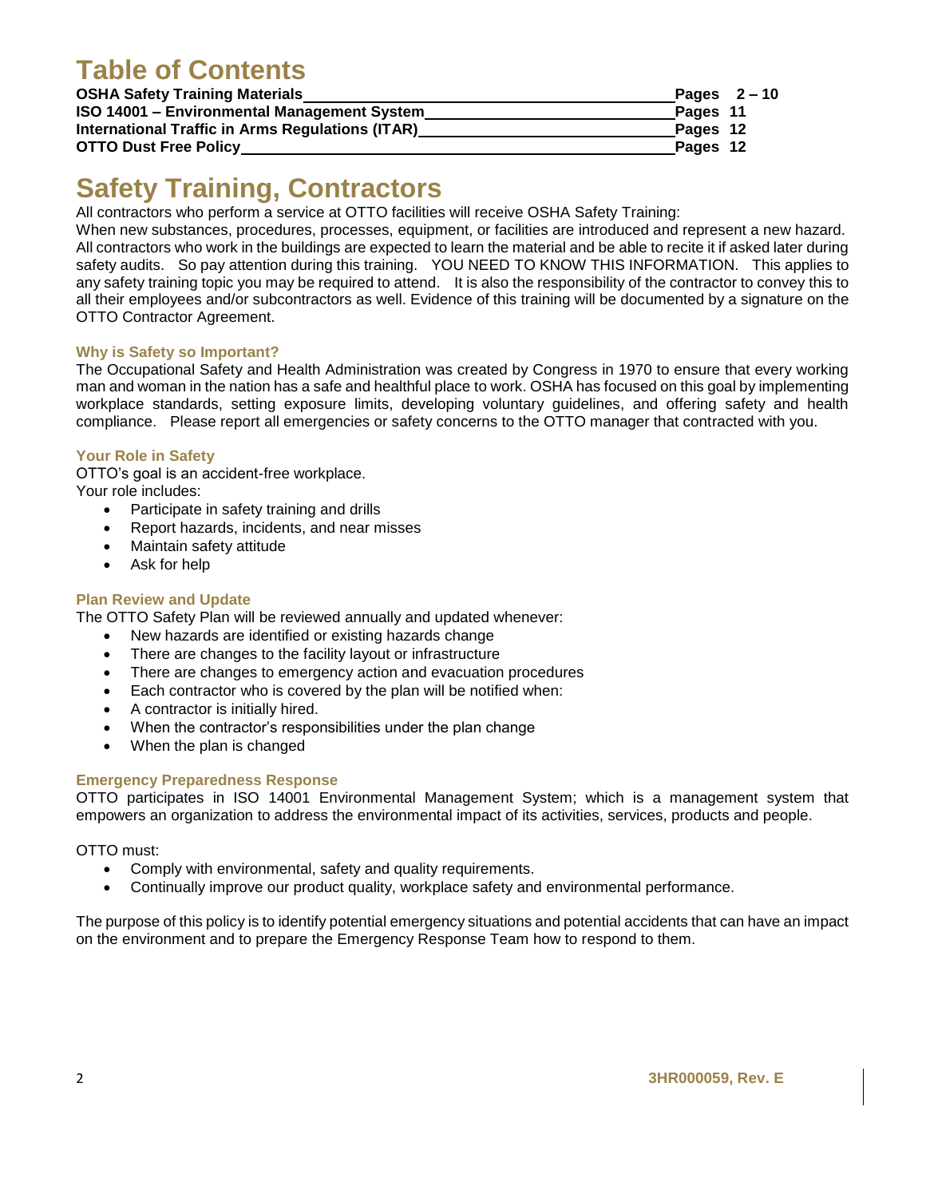# Table of Contents

| | |
|---|---|
| **OSHA Safety Training Materials** | **Pages 2 – 10** |
| **ISO 14001 – Environmental Management System** | **Pages 11** |
| **International Traffic in Arms Regulations (ITAR)** | **Pages 12** |
| **OTTO Dust Free Policy** | **Pages 12** |

# Safety Training, Contractors

All contractors who perform a service at OTTO facilities will receive OSHA Safety Training:
When new substances, procedures, processes, equipment, or facilities are introduced and represent a new hazard. All contractors who work in the buildings are expected to learn the material and be able to recite it if asked later during safety audits. So pay attention during this training. YOU NEED TO KNOW THIS INFORMATION. This applies to any safety training topic you may be required to attend. It is also the responsibility of the contractor to convey this to all their employees and/or subcontractors as well. Evidence of this training will be documented by a signature on the OTTO Contractor Agreement.

### Why is Safety so Important?

The Occupational Safety and Health Administration was created by Congress in 1970 to ensure that every working man and woman in the nation has a safe and healthful place to work. OSHA has focused on this goal by implementing workplace standards, setting exposure limits, developing voluntary guidelines, and offering safety and health compliance. Please report all emergencies or safety concerns to the OTTO manager that contracted with you.

### Your Role in Safety

OTTO's goal is an accident-free workplace.
Your role includes:

- Participate in safety training and drills
- Report hazards, incidents, and near misses
- Maintain safety attitude
- Ask for help

### Plan Review and Update

The OTTO Safety Plan will be reviewed annually and updated whenever:

- New hazards are identified or existing hazards change
- There are changes to the facility layout or infrastructure
- There are changes to emergency action and evacuation procedures
- Each contractor who is covered by the plan will be notified when:
- A contractor is initially hired.
- When the contractor's responsibilities under the plan change
- When the plan is changed

### Emergency Preparedness Response

OTTO participates in ISO 14001 Environmental Management System; which is a management system that empowers an organization to address the environmental impact of its activities, services, products and people.

OTTO must:

- Comply with environmental, safety and quality requirements.
- Continually improve our product quality, workplace safety and environmental performance.

The purpose of this policy is to identify potential emergency situations and potential accidents that can have an impact on the environment and to prepare the Emergency Response Team how to respond to them.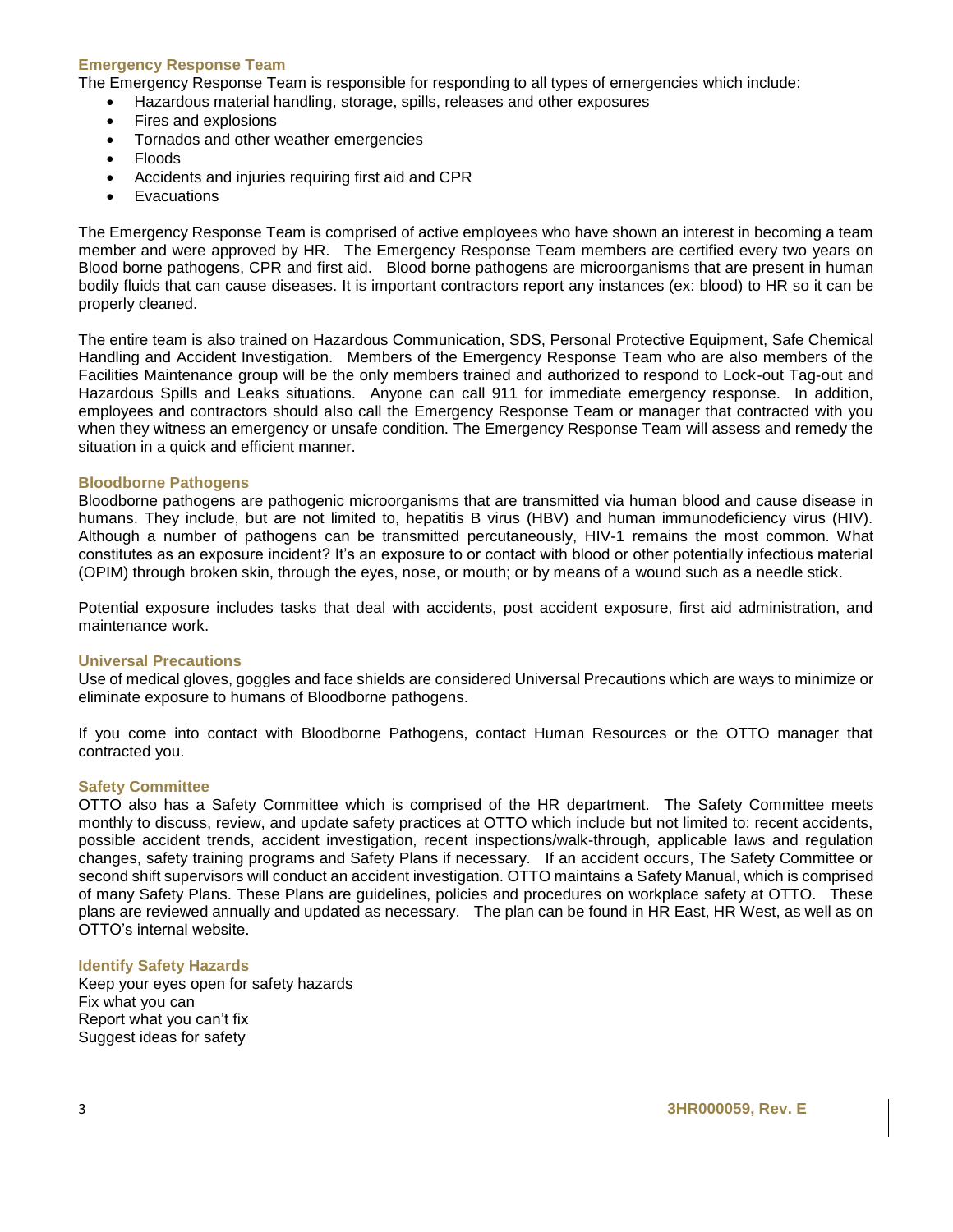## Emergency Response Team

The Emergency Response Team is responsible for responding to all types of emergencies which include:

- Hazardous material handling, storage, spills, releases and other exposures
- Fires and explosions
- Tornados and other weather emergencies
- Floods
- Accidents and injuries requiring first aid and CPR
- Evacuations

The Emergency Response Team is comprised of active employees who have shown an interest in becoming a team member and were approved by HR. The Emergency Response Team members are certified every two years on Blood borne pathogens, CPR and first aid. Blood borne pathogens are microorganisms that are present in human bodily fluids that can cause diseases. It is important contractors report any instances (ex: blood) to HR so it can be properly cleaned.

The entire team is also trained on Hazardous Communication, SDS, Personal Protective Equipment, Safe Chemical Handling and Accident Investigation. Members of the Emergency Response Team who are also members of the Facilities Maintenance group will be the only members trained and authorized to respond to Lock-out Tag-out and Hazardous Spills and Leaks situations. Anyone can call 911 for immediate emergency response. In addition, employees and contractors should also call the Emergency Response Team or manager that contracted with you when they witness an emergency or unsafe condition. The Emergency Response Team will assess and remedy the situation in a quick and efficient manner.

## Bloodborne Pathogens

Bloodborne pathogens are pathogenic microorganisms that are transmitted via human blood and cause disease in humans. They include, but are not limited to, hepatitis B virus (HBV) and human immunodeficiency virus (HIV). Although a number of pathogens can be transmitted percutaneously, HIV-1 remains the most common. What constitutes as an exposure incident? It's an exposure to or contact with blood or other potentially infectious material (OPIM) through broken skin, through the eyes, nose, or mouth; or by means of a wound such as a needle stick.

Potential exposure includes tasks that deal with accidents, post accident exposure, first aid administration, and maintenance work.

## Universal Precautions

Use of medical gloves, goggles and face shields are considered Universal Precautions which are ways to minimize or eliminate exposure to humans of Bloodborne pathogens.

If you come into contact with Bloodborne Pathogens, contact Human Resources or the OTTO manager that contracted you.

## Safety Committee

OTTO also has a Safety Committee which is comprised of the HR department. The Safety Committee meets monthly to discuss, review, and update safety practices at OTTO which include but not limited to: recent accidents, possible accident trends, accident investigation, recent inspections/walk-through, applicable laws and regulation changes, safety training programs and Safety Plans if necessary. If an accident occurs, The Safety Committee or second shift supervisors will conduct an accident investigation. OTTO maintains a Safety Manual, which is comprised of many Safety Plans. These Plans are guidelines, policies and procedures on workplace safety at OTTO. These plans are reviewed annually and updated as necessary. The plan can be found in HR East, HR West, as well as on OTTO's internal website.

## Identify Safety Hazards

Keep your eyes open for safety hazards
Fix what you can
Report what you can't fix
Suggest ideas for safety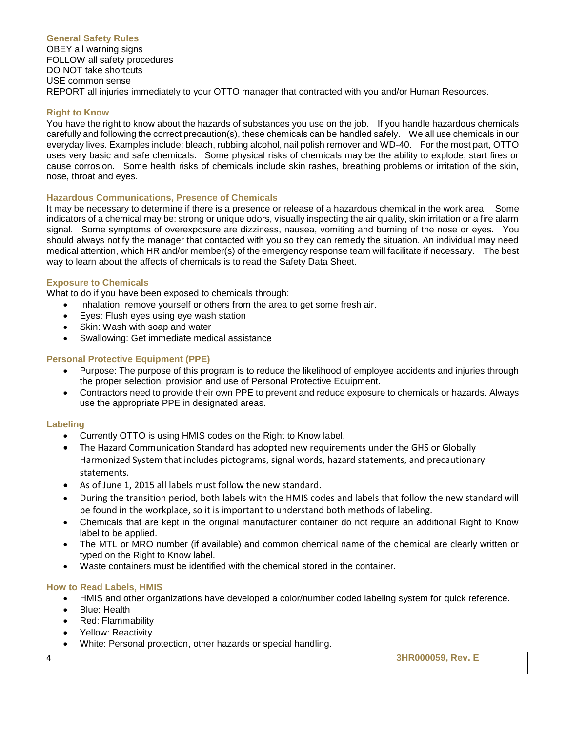### General Safety Rules

OBEY all warning signs
FOLLOW all safety procedures
DO NOT take shortcuts
USE common sense
REPORT all injuries immediately to your OTTO manager that contracted with you and/or Human Resources.

### Right to Know

You have the right to know about the hazards of substances you use on the job. If you handle hazardous chemicals carefully and following the correct precaution(s), these chemicals can be handled safely. We all use chemicals in our everyday lives. Examples include: bleach, rubbing alcohol, nail polish remover and WD-40. For the most part, OTTO uses very basic and safe chemicals. Some physical risks of chemicals may be the ability to explode, start fires or cause corrosion. Some health risks of chemicals include skin rashes, breathing problems or irritation of the skin, nose, throat and eyes.

### Hazardous Communications, Presence of Chemicals

It may be necessary to determine if there is a presence or release of a hazardous chemical in the work area. Some indicators of a chemical may be: strong or unique odors, visually inspecting the air quality, skin irritation or a fire alarm signal. Some symptoms of overexposure are dizziness, nausea, vomiting and burning of the nose or eyes. You should always notify the manager that contacted with you so they can remedy the situation. An individual may need medical attention, which HR and/or member(s) of the emergency response team will facilitate if necessary. The best way to learn about the affects of chemicals is to read the Safety Data Sheet.

### Exposure to Chemicals

What to do if you have been exposed to chemicals through:

- Inhalation: remove yourself or others from the area to get some fresh air.
- Eyes: Flush eyes using eye wash station
- Skin: Wash with soap and water
- Swallowing: Get immediate medical assistance

### Personal Protective Equipment (PPE)

- Purpose: The purpose of this program is to reduce the likelihood of employee accidents and injuries through the proper selection, provision and use of Personal Protective Equipment.
- Contractors need to provide their own PPE to prevent and reduce exposure to chemicals or hazards. Always use the appropriate PPE in designated areas.

### Labeling

- Currently OTTO is using HMIS codes on the Right to Know label.
- The Hazard Communication Standard has adopted new requirements under the GHS or Globally Harmonized System that includes pictograms, signal words, hazard statements, and precautionary statements.
- As of June 1, 2015 all labels must follow the new standard.
- During the transition period, both labels with the HMIS codes and labels that follow the new standard will be found in the workplace, so it is important to understand both methods of labeling.
- Chemicals that are kept in the original manufacturer container do not require an additional Right to Know label to be applied.
- The MTL or MRO number (if available) and common chemical name of the chemical are clearly written or typed on the Right to Know label.
- Waste containers must be identified with the chemical stored in the container.

### How to Read Labels, HMIS

- HMIS and other organizations have developed a color/number coded labeling system for quick reference.
- Blue: Health
- Red: Flammability
- Yellow: Reactivity
- White: Personal protection, other hazards or special handling.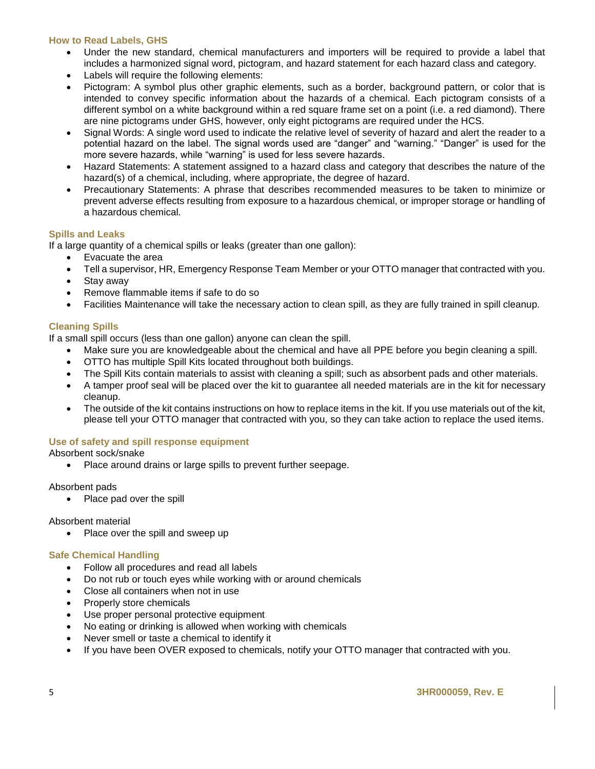### How to Read Labels, GHS

- Under the new standard, chemical manufacturers and importers will be required to provide a label that includes a harmonized signal word, pictogram, and hazard statement for each hazard class and category.
- Labels will require the following elements:
- Pictogram: A symbol plus other graphic elements, such as a border, background pattern, or color that is intended to convey specific information about the hazards of a chemical. Each pictogram consists of a different symbol on a white background within a red square frame set on a point (i.e. a red diamond). There are nine pictograms under GHS, however, only eight pictograms are required under the HCS.
- Signal Words: A single word used to indicate the relative level of severity of hazard and alert the reader to a potential hazard on the label. The signal words used are "danger" and "warning." "Danger" is used for the more severe hazards, while "warning" is used for less severe hazards.
- Hazard Statements: A statement assigned to a hazard class and category that describes the nature of the hazard(s) of a chemical, including, where appropriate, the degree of hazard.
- Precautionary Statements: A phrase that describes recommended measures to be taken to minimize or prevent adverse effects resulting from exposure to a hazardous chemical, or improper storage or handling of a hazardous chemical.

### Spills and Leaks

If a large quantity of a chemical spills or leaks (greater than one gallon):

- Evacuate the area
- Tell a supervisor, HR, Emergency Response Team Member or your OTTO manager that contracted with you.
- Stay away
- Remove flammable items if safe to do so
- Facilities Maintenance will take the necessary action to clean spill, as they are fully trained in spill cleanup.

### Cleaning Spills

If a small spill occurs (less than one gallon) anyone can clean the spill.

- Make sure you are knowledgeable about the chemical and have all PPE before you begin cleaning a spill.
- OTTO has multiple Spill Kits located throughout both buildings.
- The Spill Kits contain materials to assist with cleaning a spill; such as absorbent pads and other materials.
- A tamper proof seal will be placed over the kit to guarantee all needed materials are in the kit for necessary cleanup.
- The outside of the kit contains instructions on how to replace items in the kit. If you use materials out of the kit, please tell your OTTO manager that contracted with you, so they can take action to replace the used items.

### Use of safety and spill response equipment

Absorbent sock/snake

- Place around drains or large spills to prevent further seepage.

Absorbent pads

- Place pad over the spill

Absorbent material

- Place over the spill and sweep up

### Safe Chemical Handling

- Follow all procedures and read all labels
- Do not rub or touch eyes while working with or around chemicals
- Close all containers when not in use
- Properly store chemicals
- Use proper personal protective equipment
- No eating or drinking is allowed when working with chemicals
- Never smell or taste a chemical to identify it
- If you have been OVER exposed to chemicals, notify your OTTO manager that contracted with you.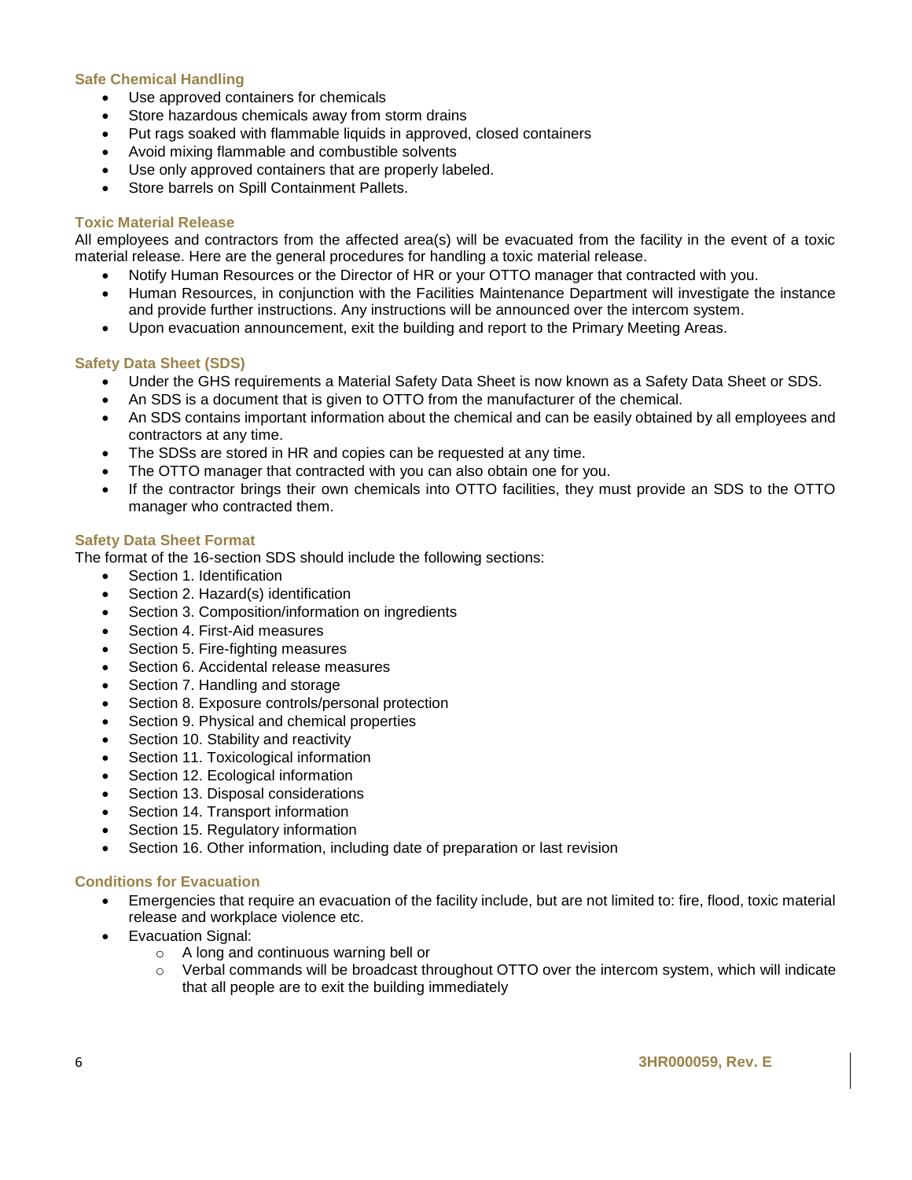### Safe Chemical Handling

- Use approved containers for chemicals
- Store hazardous chemicals away from storm drains
- Put rags soaked with flammable liquids in approved, closed containers
- Avoid mixing flammable and combustible solvents
- Use only approved containers that are properly labeled.
- Store barrels on Spill Containment Pallets.

### Toxic Material Release

All employees and contractors from the affected area(s) will be evacuated from the facility in the event of a toxic material release. Here are the general procedures for handling a toxic material release.

- Notify Human Resources or the Director of HR or your OTTO manager that contracted with you.
- Human Resources, in conjunction with the Facilities Maintenance Department will investigate the instance and provide further instructions. Any instructions will be announced over the intercom system.
- Upon evacuation announcement, exit the building and report to the Primary Meeting Areas.

### Safety Data Sheet (SDS)

- Under the GHS requirements a Material Safety Data Sheet is now known as a Safety Data Sheet or SDS.
- An SDS is a document that is given to OTTO from the manufacturer of the chemical.
- An SDS contains important information about the chemical and can be easily obtained by all employees and contractors at any time.
- The SDSs are stored in HR and copies can be requested at any time.
- The OTTO manager that contracted with you can also obtain one for you.
- If the contractor brings their own chemicals into OTTO facilities, they must provide an SDS to the OTTO manager who contracted them.

### Safety Data Sheet Format

The format of the 16-section SDS should include the following sections:

- Section 1. Identification
- Section 2. Hazard(s) identification
- Section 3. Composition/information on ingredients
- Section 4. First-Aid measures
- Section 5. Fire-fighting measures
- Section 6. Accidental release measures
- Section 7. Handling and storage
- Section 8. Exposure controls/personal protection
- Section 9. Physical and chemical properties
- Section 10. Stability and reactivity
- Section 11. Toxicological information
- Section 12. Ecological information
- Section 13. Disposal considerations
- Section 14. Transport information
- Section 15. Regulatory information
- Section 16. Other information, including date of preparation or last revision

### Conditions for Evacuation

- Emergencies that require an evacuation of the facility include, but are not limited to: fire, flood, toxic material release and workplace violence etc.
- Evacuation Signal:
  - A long and continuous warning bell or
  - Verbal commands will be broadcast throughout OTTO over the intercom system, which will indicate that all people are to exit the building immediately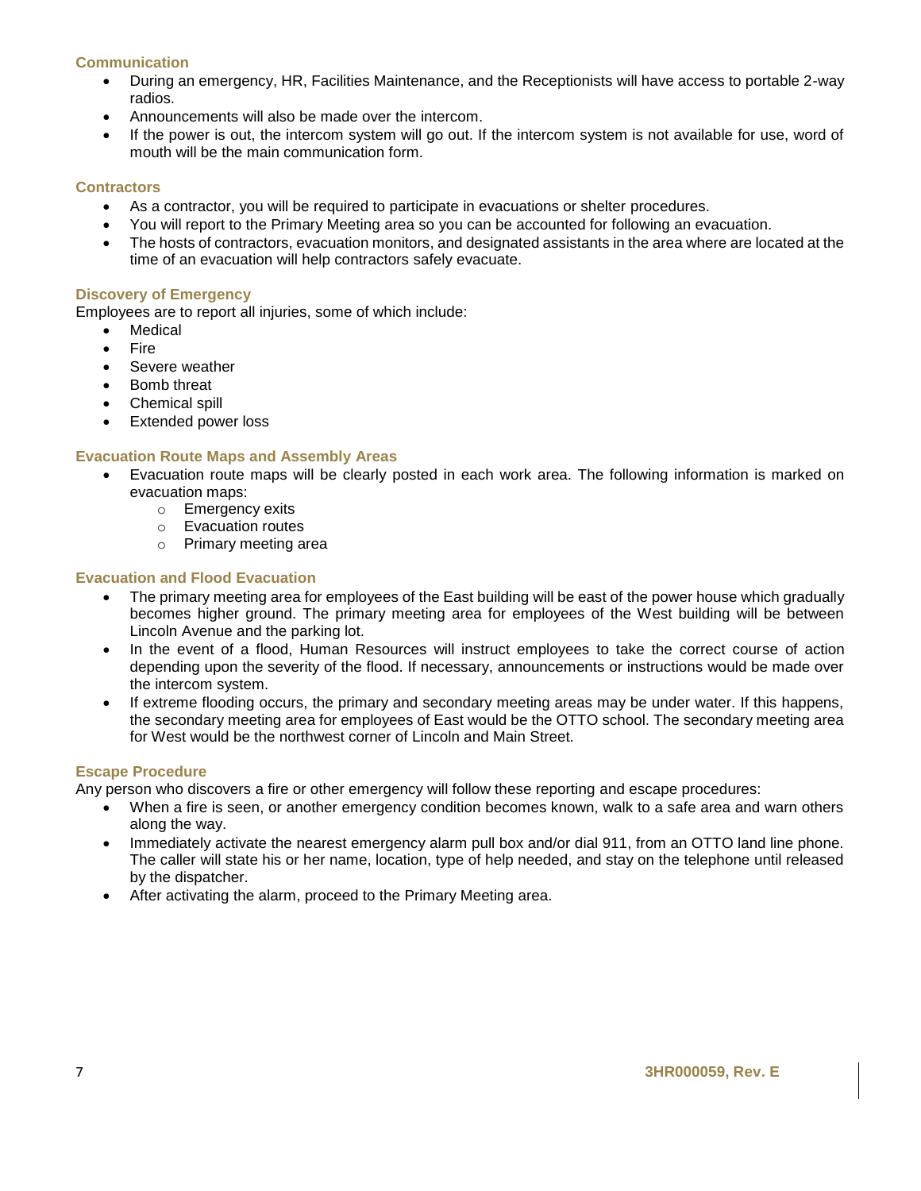### Communication

- During an emergency, HR, Facilities Maintenance, and the Receptionists will have access to portable 2-way radios.
- Announcements will also be made over the intercom.
- If the power is out, the intercom system will go out. If the intercom system is not available for use, word of mouth will be the main communication form.

### Contractors

- As a contractor, you will be required to participate in evacuations or shelter procedures.
- You will report to the Primary Meeting area so you can be accounted for following an evacuation.
- The hosts of contractors, evacuation monitors, and designated assistants in the area where are located at the time of an evacuation will help contractors safely evacuate.

### Discovery of Emergency

Employees are to report all injuries, some of which include:

- Medical
- Fire
- Severe weather
- Bomb threat
- Chemical spill
- Extended power loss

### Evacuation Route Maps and Assembly Areas

- Evacuation route maps will be clearly posted in each work area. The following information is marked on evacuation maps:
    - Emergency exits
    - Evacuation routes
    - Primary meeting area

### Evacuation and Flood Evacuation

- The primary meeting area for employees of the East building will be east of the power house which gradually becomes higher ground. The primary meeting area for employees of the West building will be between Lincoln Avenue and the parking lot.
- In the event of a flood, Human Resources will instruct employees to take the correct course of action depending upon the severity of the flood. If necessary, announcements or instructions would be made over the intercom system.
- If extreme flooding occurs, the primary and secondary meeting areas may be under water. If this happens, the secondary meeting area for employees of East would be the OTTO school. The secondary meeting area for West would be the northwest corner of Lincoln and Main Street.

### Escape Procedure

Any person who discovers a fire or other emergency will follow these reporting and escape procedures:

- When a fire is seen, or another emergency condition becomes known, walk to a safe area and warn others along the way.
- Immediately activate the nearest emergency alarm pull box and/or dial 911, from an OTTO land line phone. The caller will state his or her name, location, type of help needed, and stay on the telephone until released by the dispatcher.
- After activating the alarm, proceed to the Primary Meeting area.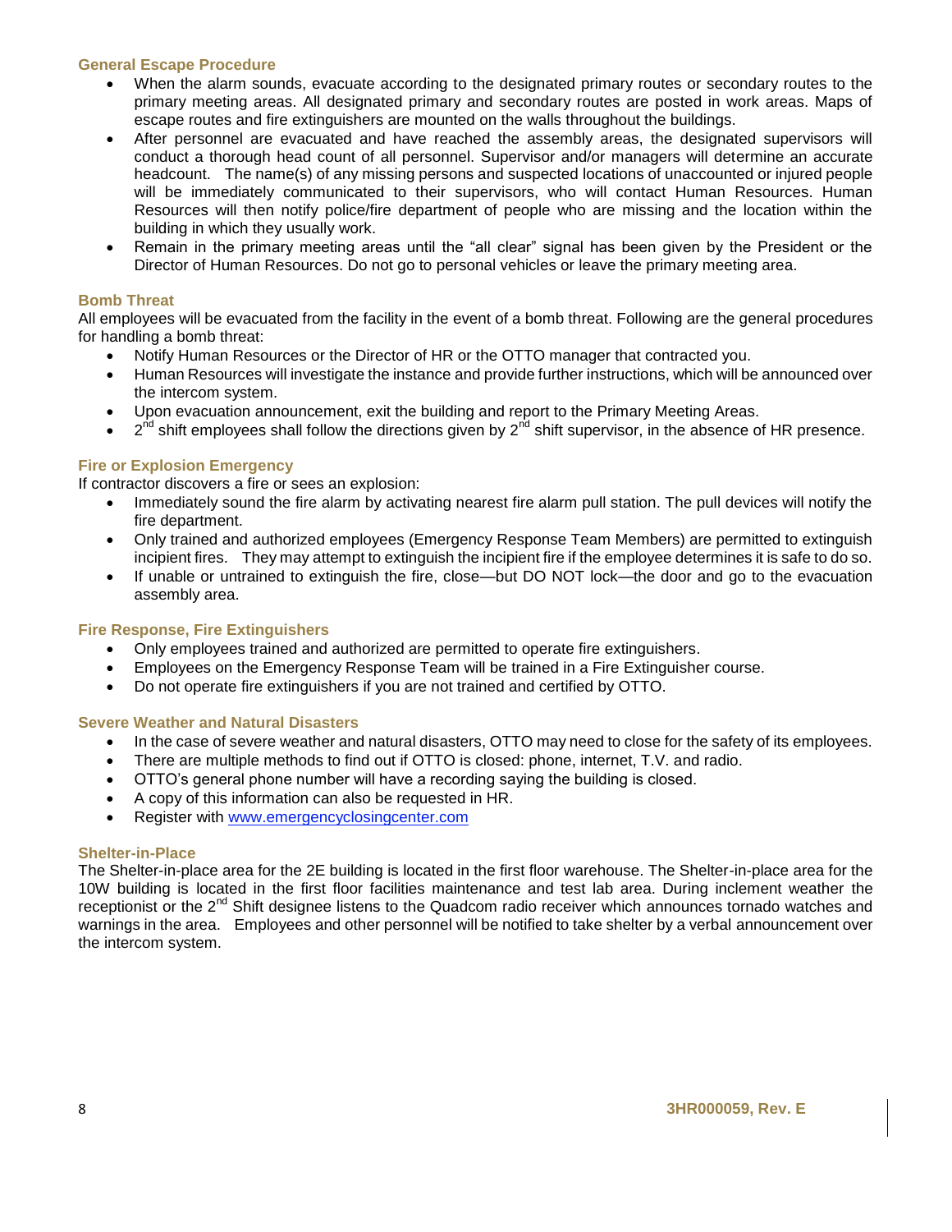### General Escape Procedure

- When the alarm sounds, evacuate according to the designated primary routes or secondary routes to the primary meeting areas. All designated primary and secondary routes are posted in work areas. Maps of escape routes and fire extinguishers are mounted on the walls throughout the buildings.
- After personnel are evacuated and have reached the assembly areas, the designated supervisors will conduct a thorough head count of all personnel. Supervisor and/or managers will determine an accurate headcount. The name(s) of any missing persons and suspected locations of unaccounted or injured people will be immediately communicated to their supervisors, who will contact Human Resources. Human Resources will then notify police/fire department of people who are missing and the location within the building in which they usually work.
- Remain in the primary meeting areas until the "all clear" signal has been given by the President or the Director of Human Resources. Do not go to personal vehicles or leave the primary meeting area.

### Bomb Threat

All employees will be evacuated from the facility in the event of a bomb threat. Following are the general procedures for handling a bomb threat:

- Notify Human Resources or the Director of HR or the OTTO manager that contracted you.
- Human Resources will investigate the instance and provide further instructions, which will be announced over the intercom system.
- Upon evacuation announcement, exit the building and report to the Primary Meeting Areas.
- 2nd shift employees shall follow the directions given by 2nd shift supervisor, in the absence of HR presence.

### Fire or Explosion Emergency

If contractor discovers a fire or sees an explosion:

- Immediately sound the fire alarm by activating nearest fire alarm pull station. The pull devices will notify the fire department.
- Only trained and authorized employees (Emergency Response Team Members) are permitted to extinguish incipient fires. They may attempt to extinguish the incipient fire if the employee determines it is safe to do so.
- If unable or untrained to extinguish the fire, close—but DO NOT lock—the door and go to the evacuation assembly area.

### Fire Response, Fire Extinguishers

- Only employees trained and authorized are permitted to operate fire extinguishers.
- Employees on the Emergency Response Team will be trained in a Fire Extinguisher course.
- Do not operate fire extinguishers if you are not trained and certified by OTTO.

### Severe Weather and Natural Disasters

- In the case of severe weather and natural disasters, OTTO may need to close for the safety of its employees.
- There are multiple methods to find out if OTTO is closed: phone, internet, T.V. and radio.
- OTTO's general phone number will have a recording saying the building is closed.
- A copy of this information can also be requested in HR.
- Register with [www.emergencyclosingcenter.com](http://www.emergencyclosingcenter.com)

### Shelter-in-Place

The Shelter-in-place area for the 2E building is located in the first floor warehouse. The Shelter-in-place area for the 10W building is located in the first floor facilities maintenance and test lab area. During inclement weather the receptionist or the 2nd Shift designee listens to the Quadcom radio receiver which announces tornado watches and warnings in the area. Employees and other personnel will be notified to take shelter by a verbal announcement over the intercom system.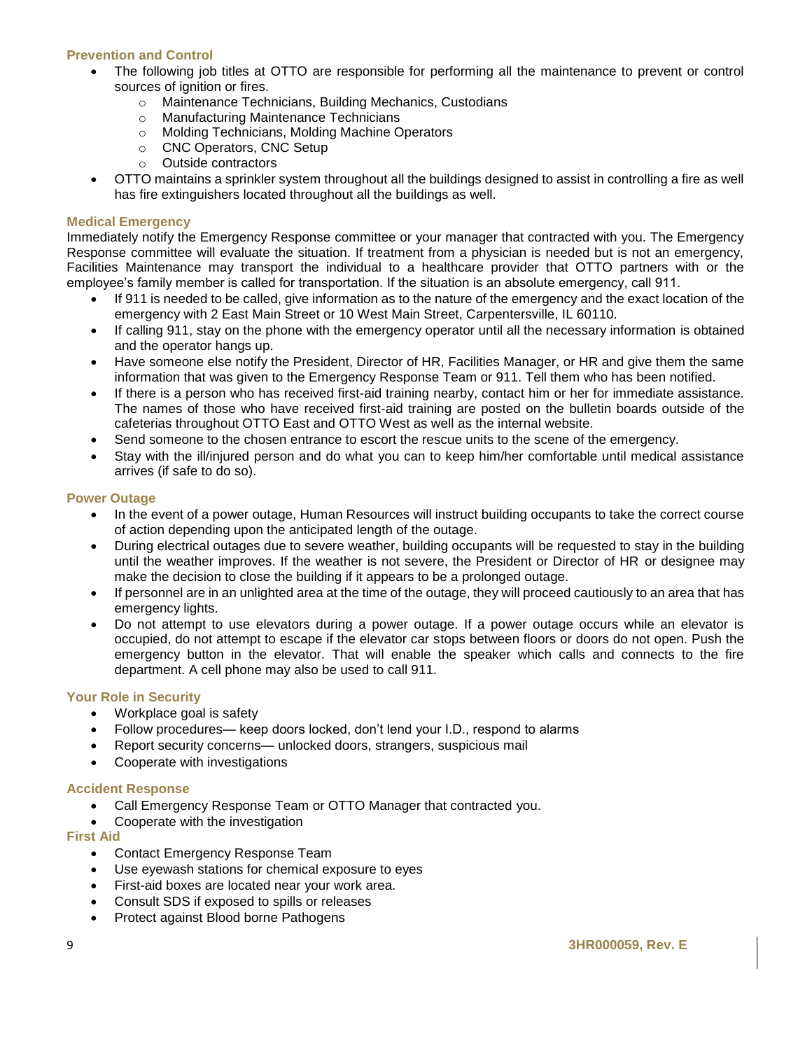### Prevention and Control

- The following job titles at OTTO are responsible for performing all the maintenance to prevent or control sources of ignition or fires.
  - Maintenance Technicians, Building Mechanics, Custodians
  - Manufacturing Maintenance Technicians
  - Molding Technicians, Molding Machine Operators
  - CNC Operators, CNC Setup
  - Outside contractors
- OTTO maintains a sprinkler system throughout all the buildings designed to assist in controlling a fire as well has fire extinguishers located throughout all the buildings as well.

### Medical Emergency

Immediately notify the Emergency Response committee or your manager that contracted with you. The Emergency Response committee will evaluate the situation. If treatment from a physician is needed but is not an emergency, Facilities Maintenance may transport the individual to a healthcare provider that OTTO partners with or the employee's family member is called for transportation. If the situation is an absolute emergency, call 911.

- If 911 is needed to be called, give information as to the nature of the emergency and the exact location of the emergency with 2 East Main Street or 10 West Main Street, Carpentersville, IL 60110.
- If calling 911, stay on the phone with the emergency operator until all the necessary information is obtained and the operator hangs up.
- Have someone else notify the President, Director of HR, Facilities Manager, or HR and give them the same information that was given to the Emergency Response Team or 911. Tell them who has been notified.
- If there is a person who has received first-aid training nearby, contact him or her for immediate assistance. The names of those who have received first-aid training are posted on the bulletin boards outside of the cafeterias throughout OTTO East and OTTO West as well as the internal website.
- Send someone to the chosen entrance to escort the rescue units to the scene of the emergency.
- Stay with the ill/injured person and do what you can to keep him/her comfortable until medical assistance arrives (if safe to do so).

### Power Outage

- In the event of a power outage, Human Resources will instruct building occupants to take the correct course of action depending upon the anticipated length of the outage.
- During electrical outages due to severe weather, building occupants will be requested to stay in the building until the weather improves. If the weather is not severe, the President or Director of HR or designee may make the decision to close the building if it appears to be a prolonged outage.
- If personnel are in an unlighted area at the time of the outage, they will proceed cautiously to an area that has emergency lights.
- Do not attempt to use elevators during a power outage. If a power outage occurs while an elevator is occupied, do not attempt to escape if the elevator car stops between floors or doors do not open. Push the emergency button in the elevator. That will enable the speaker which calls and connects to the fire department. A cell phone may also be used to call 911.

### Your Role in Security

- Workplace goal is safety
- Follow procedures— keep doors locked, don't lend your I.D., respond to alarms
- Report security concerns— unlocked doors, strangers, suspicious mail
- Cooperate with investigations

### Accident Response

- Call Emergency Response Team or OTTO Manager that contracted you.
- Cooperate with the investigation

### First Aid

- Contact Emergency Response Team
- Use eyewash stations for chemical exposure to eyes
- First-aid boxes are located near your work area.
- Consult SDS if exposed to spills or releases
- Protect against Blood borne Pathogens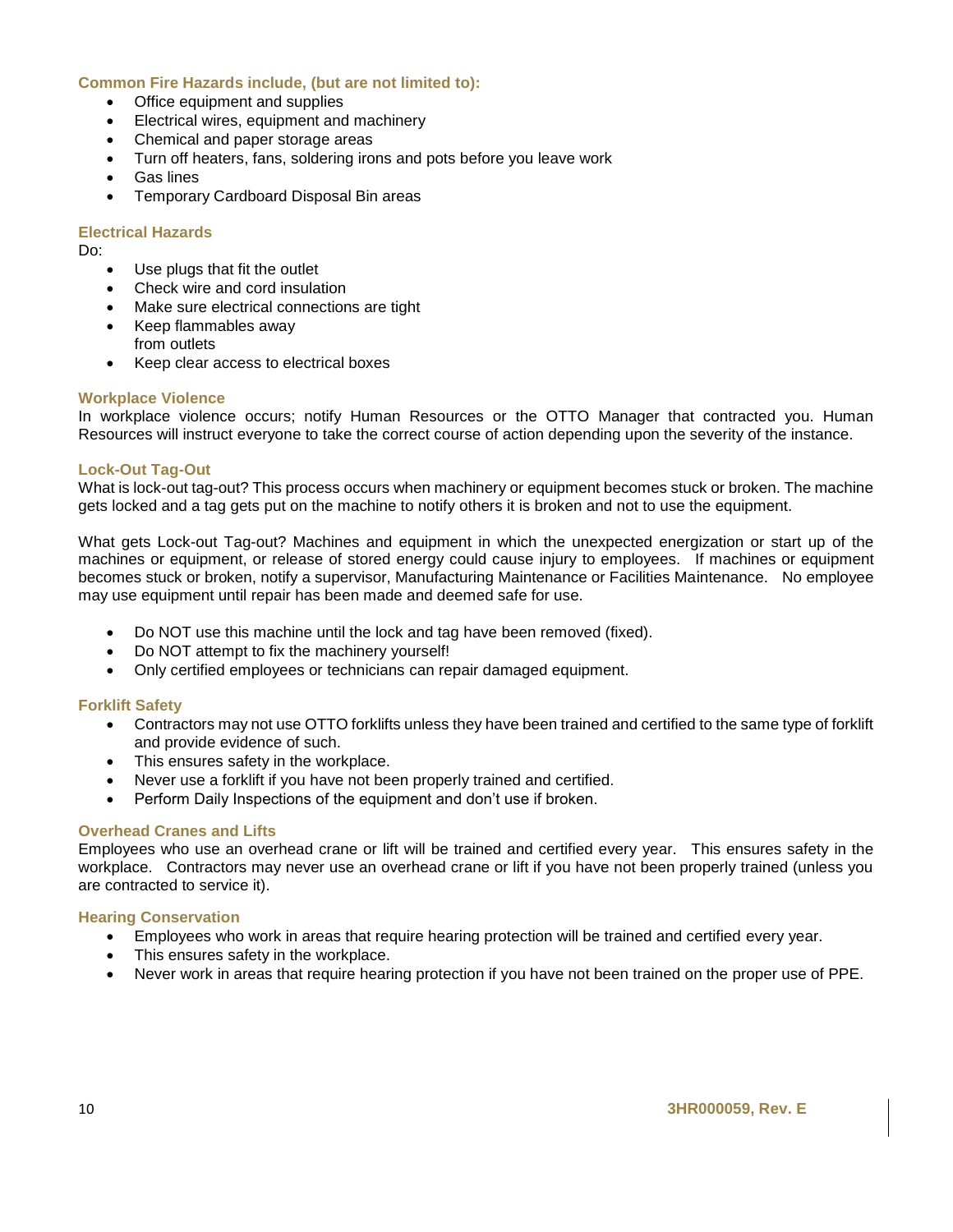### Common Fire Hazards include, (but are not limited to):

- Office equipment and supplies
- Electrical wires, equipment and machinery
- Chemical and paper storage areas
- Turn off heaters, fans, soldering irons and pots before you leave work
- Gas lines
- Temporary Cardboard Disposal Bin areas

### Electrical Hazards

Do:

- Use plugs that fit the outlet
- Check wire and cord insulation
- Make sure electrical connections are tight
- Keep flammables away from outlets
- Keep clear access to electrical boxes

### Workplace Violence

In workplace violence occurs; notify Human Resources or the OTTO Manager that contracted you. Human Resources will instruct everyone to take the correct course of action depending upon the severity of the instance.

### Lock-Out Tag-Out

What is lock-out tag-out? This process occurs when machinery or equipment becomes stuck or broken. The machine gets locked and a tag gets put on the machine to notify others it is broken and not to use the equipment.

What gets Lock-out Tag-out? Machines and equipment in which the unexpected energization or start up of the machines or equipment, or release of stored energy could cause injury to employees. If machines or equipment becomes stuck or broken, notify a supervisor, Manufacturing Maintenance or Facilities Maintenance. No employee may use equipment until repair has been made and deemed safe for use.

- Do NOT use this machine until the lock and tag have been removed (fixed).
- Do NOT attempt to fix the machinery yourself!
- Only certified employees or technicians can repair damaged equipment.

### Forklift Safety

- Contractors may not use OTTO forklifts unless they have been trained and certified to the same type of forklift and provide evidence of such.
- This ensures safety in the workplace.
- Never use a forklift if you have not been properly trained and certified.
- Perform Daily Inspections of the equipment and don't use if broken.

### Overhead Cranes and Lifts

Employees who use an overhead crane or lift will be trained and certified every year. This ensures safety in the workplace. Contractors may never use an overhead crane or lift if you have not been properly trained (unless you are contracted to service it).

### Hearing Conservation

- Employees who work in areas that require hearing protection will be trained and certified every year.
- This ensures safety in the workplace.
- Never work in areas that require hearing protection if you have not been trained on the proper use of PPE.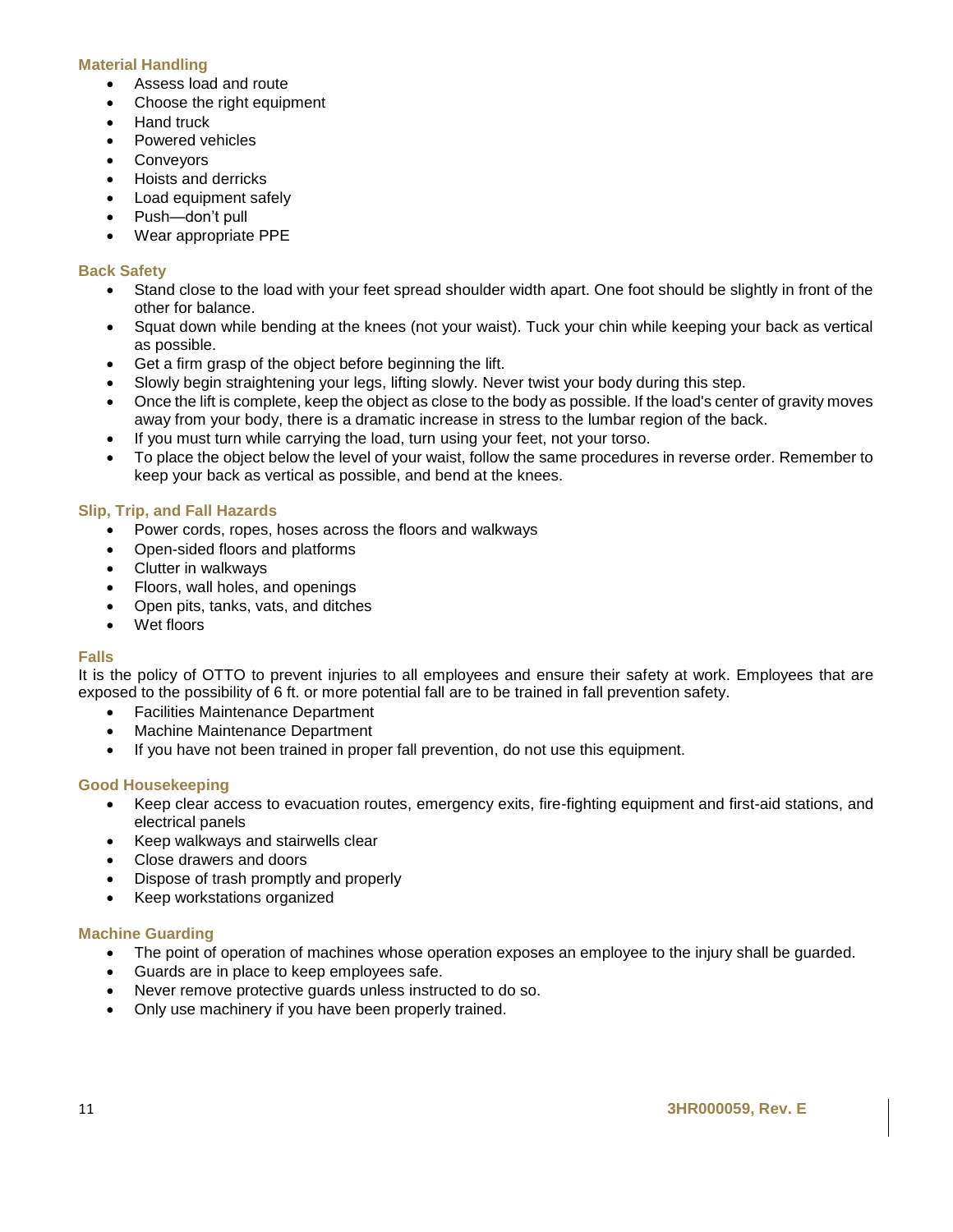### Material Handling

- Assess load and route
- Choose the right equipment
- Hand truck
- Powered vehicles
- Conveyors
- Hoists and derricks
- Load equipment safely
- Push—don't pull
- Wear appropriate PPE

### Back Safety

- Stand close to the load with your feet spread shoulder width apart. One foot should be slightly in front of the other for balance.
- Squat down while bending at the knees (not your waist). Tuck your chin while keeping your back as vertical as possible.
- Get a firm grasp of the object before beginning the lift.
- Slowly begin straightening your legs, lifting slowly. Never twist your body during this step.
- Once the lift is complete, keep the object as close to the body as possible. If the load's center of gravity moves away from your body, there is a dramatic increase in stress to the lumbar region of the back.
- If you must turn while carrying the load, turn using your feet, not your torso.
- To place the object below the level of your waist, follow the same procedures in reverse order. Remember to keep your back as vertical as possible, and bend at the knees.

### Slip, Trip, and Fall Hazards

- Power cords, ropes, hoses across the floors and walkways
- Open-sided floors and platforms
- Clutter in walkways
- Floors, wall holes, and openings
- Open pits, tanks, vats, and ditches
- Wet floors

### Falls

It is the policy of OTTO to prevent injuries to all employees and ensure their safety at work. Employees that are exposed to the possibility of 6 ft. or more potential fall are to be trained in fall prevention safety.

- Facilities Maintenance Department
- Machine Maintenance Department
- If you have not been trained in proper fall prevention, do not use this equipment.

### Good Housekeeping

- Keep clear access to evacuation routes, emergency exits, fire-fighting equipment and first-aid stations, and electrical panels
- Keep walkways and stairwells clear
- Close drawers and doors
- Dispose of trash promptly and properly
- Keep workstations organized

### Machine Guarding

- The point of operation of machines whose operation exposes an employee to the injury shall be guarded.
- Guards are in place to keep employees safe.
- Never remove protective guards unless instructed to do so.
- Only use machinery if you have been properly trained.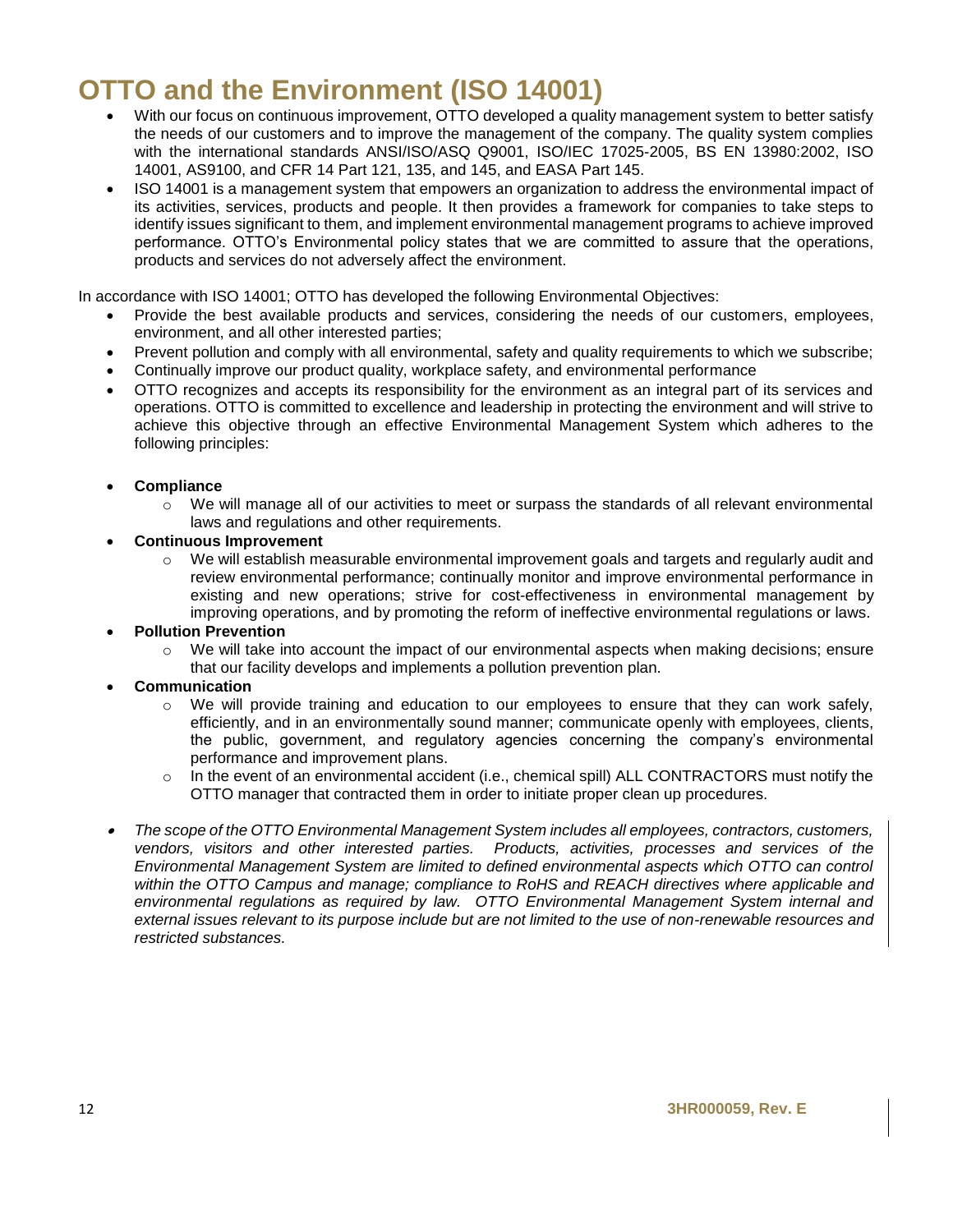# OTTO and the Environment (ISO 14001)

- With our focus on continuous improvement, OTTO developed a quality management system to better satisfy the needs of our customers and to improve the management of the company. The quality system complies with the international standards ANSI/ISO/ASQ Q9001, ISO/IEC 17025-2005, BS EN 13980:2002, ISO 14001, AS9100, and CFR 14 Part 121, 135, and 145, and EASA Part 145.
- ISO 14001 is a management system that empowers an organization to address the environmental impact of its activities, services, products and people. It then provides a framework for companies to take steps to identify issues significant to them, and implement environmental management programs to achieve improved performance. OTTO's Environmental policy states that we are committed to assure that the operations, products and services do not adversely affect the environment.

In accordance with ISO 14001; OTTO has developed the following Environmental Objectives:

- Provide the best available products and services, considering the needs of our customers, employees, environment, and all other interested parties;
- Prevent pollution and comply with all environmental, safety and quality requirements to which we subscribe;
- Continually improve our product quality, workplace safety, and environmental performance
- OTTO recognizes and accepts its responsibility for the environment as an integral part of its services and operations. OTTO is committed to excellence and leadership in protecting the environment and will strive to achieve this objective through an effective Environmental Management System which adheres to the following principles:

- **Compliance**
  - We will manage all of our activities to meet or surpass the standards of all relevant environmental laws and regulations and other requirements.
- **Continuous Improvement**
  - We will establish measurable environmental improvement goals and targets and regularly audit and review environmental performance; continually monitor and improve environmental performance in existing and new operations; strive for cost-effectiveness in environmental management by improving operations, and by promoting the reform of ineffective environmental regulations or laws.
- **Pollution Prevention**
  - We will take into account the impact of our environmental aspects when making decisions; ensure that our facility develops and implements a pollution prevention plan.
- **Communication**
  - We will provide training and education to our employees to ensure that they can work safely, efficiently, and in an environmentally sound manner; communicate openly with employees, clients, the public, government, and regulatory agencies concerning the company's environmental performance and improvement plans.
  - In the event of an environmental accident (i.e., chemical spill) ALL CONTRACTORS must notify the OTTO manager that contracted them in order to initiate proper clean up procedures.

- *The scope of the OTTO Environmental Management System includes all employees, contractors, customers, vendors, visitors and other interested parties. Products, activities, processes and services of the Environmental Management System are limited to defined environmental aspects which OTTO can control within the OTTO Campus and manage; compliance to RoHS and REACH directives where applicable and environmental regulations as required by law. OTTO Environmental Management System internal and external issues relevant to its purpose include but are not limited to the use of non-renewable resources and restricted substances.*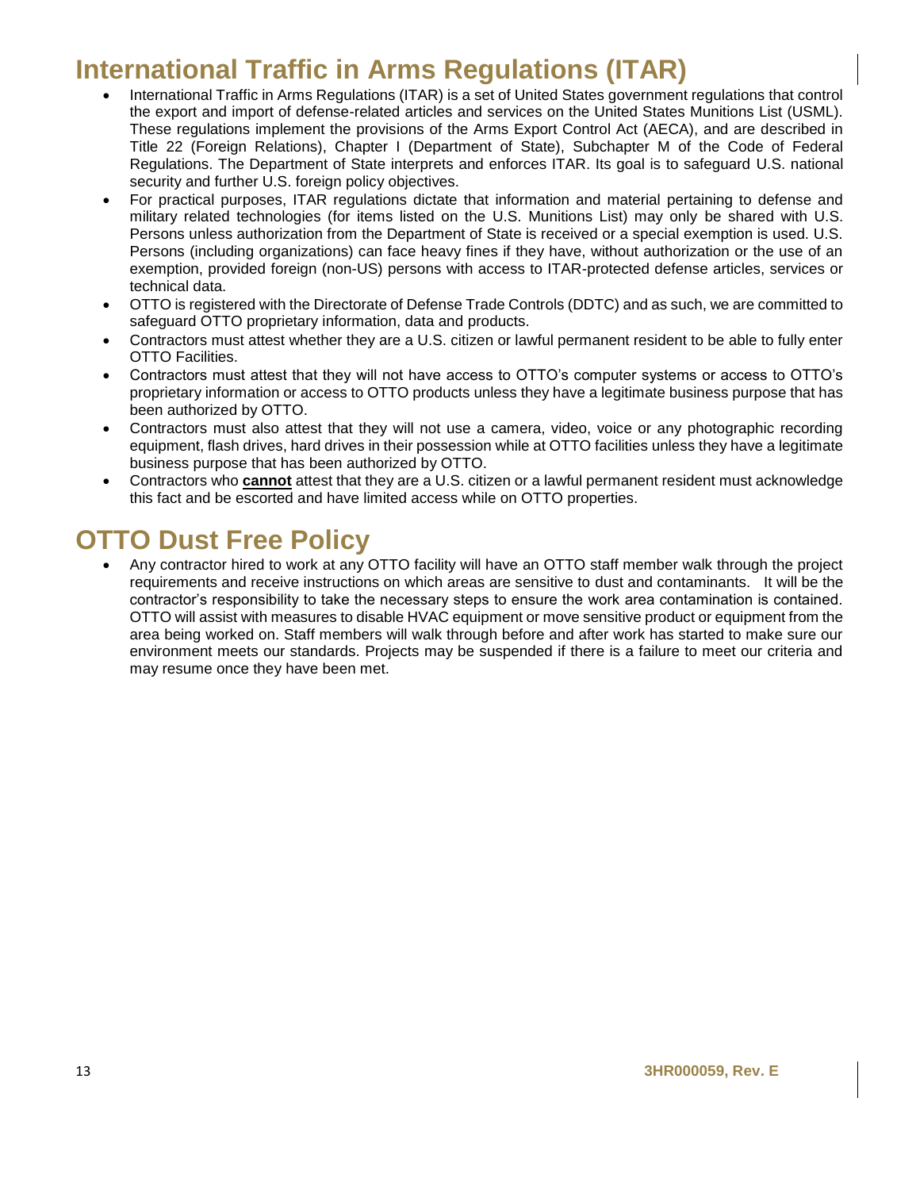# International Traffic in Arms Regulations (ITAR)

- International Traffic in Arms Regulations (ITAR) is a set of United States government regulations that control the export and import of defense-related articles and services on the United States Munitions List (USML). These regulations implement the provisions of the Arms Export Control Act (AECA), and are described in Title 22 (Foreign Relations), Chapter I (Department of State), Subchapter M of the Code of Federal Regulations. The Department of State interprets and enforces ITAR. Its goal is to safeguard U.S. national security and further U.S. foreign policy objectives.
- For practical purposes, ITAR regulations dictate that information and material pertaining to defense and military related technologies (for items listed on the U.S. Munitions List) may only be shared with U.S. Persons unless authorization from the Department of State is received or a special exemption is used. U.S. Persons (including organizations) can face heavy fines if they have, without authorization or the use of an exemption, provided foreign (non-US) persons with access to ITAR-protected defense articles, services or technical data.
- OTTO is registered with the Directorate of Defense Trade Controls (DDTC) and as such, we are committed to safeguard OTTO proprietary information, data and products.
- Contractors must attest whether they are a U.S. citizen or lawful permanent resident to be able to fully enter OTTO Facilities.
- Contractors must attest that they will not have access to OTTO's computer systems or access to OTTO's proprietary information or access to OTTO products unless they have a legitimate business purpose that has been authorized by OTTO.
- Contractors must also attest that they will not use a camera, video, voice or any photographic recording equipment, flash drives, hard drives in their possession while at OTTO facilities unless they have a legitimate business purpose that has been authorized by OTTO.
- Contractors who **cannot** attest that they are a U.S. citizen or a lawful permanent resident must acknowledge this fact and be escorted and have limited access while on OTTO properties.

# OTTO Dust Free Policy

- Any contractor hired to work at any OTTO facility will have an OTTO staff member walk through the project requirements and receive instructions on which areas are sensitive to dust and contaminants. It will be the contractor's responsibility to take the necessary steps to ensure the work area contamination is contained. OTTO will assist with measures to disable HVAC equipment or move sensitive product or equipment from the area being worked on. Staff members will walk through before and after work has started to make sure our environment meets our standards. Projects may be suspended if there is a failure to meet our criteria and may resume once they have been met.